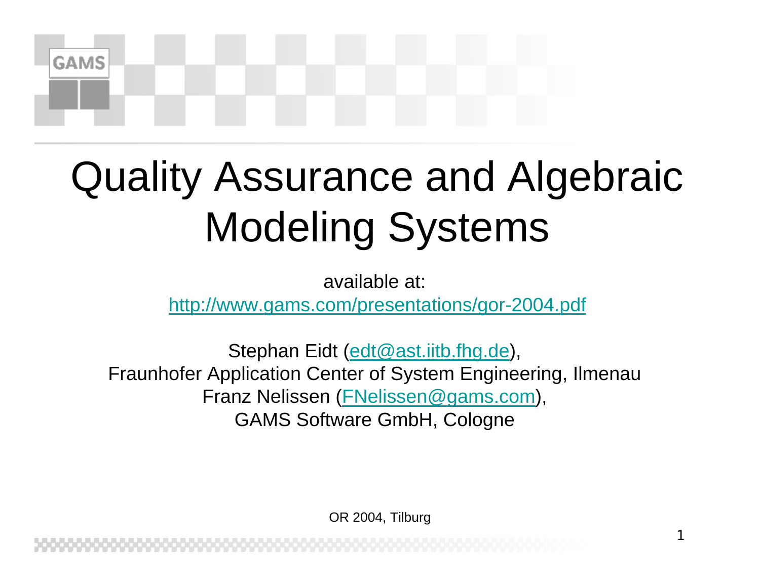# Quality Assurance and Algebraic Modeling Systems

available at:
http://www.gams.com/presentations/gor-2004.pdf

Stephan Eidt (edt@ast.iitb.fhg.de),
Fraunhofer Application Center of System Engineering, Ilmenau
Franz Nelissen (FNelissen@gams.com),
GAMS Software GmbH, Cologne

OR 2004, Tilburg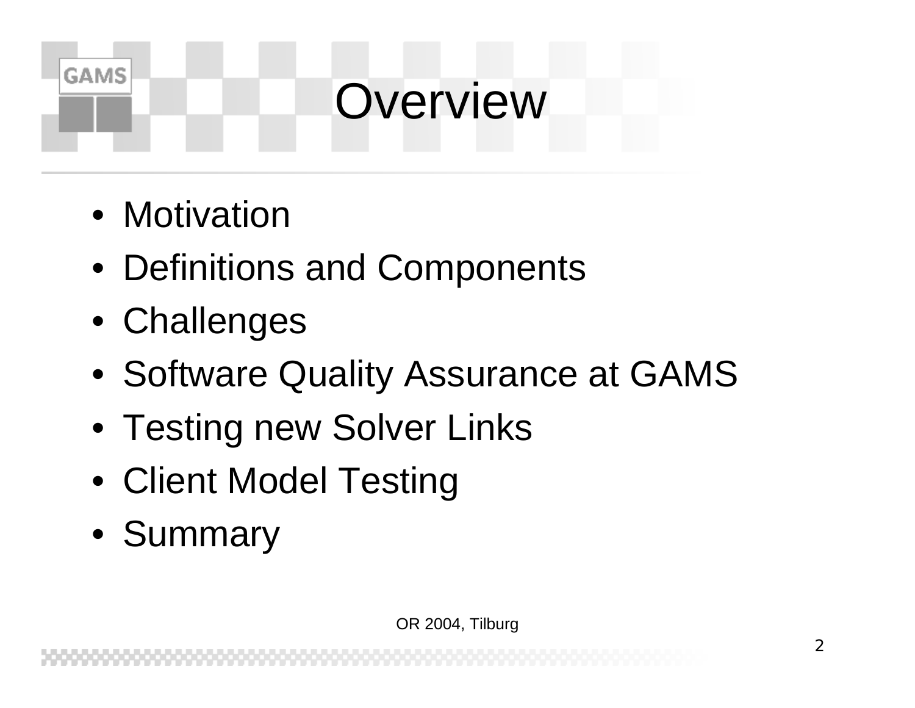# Overview

- Motivation
- Definitions and Components
- Challenges
- Software Quality Assurance at GAMS
- Testing new Solver Links
- Client Model Testing
- Summary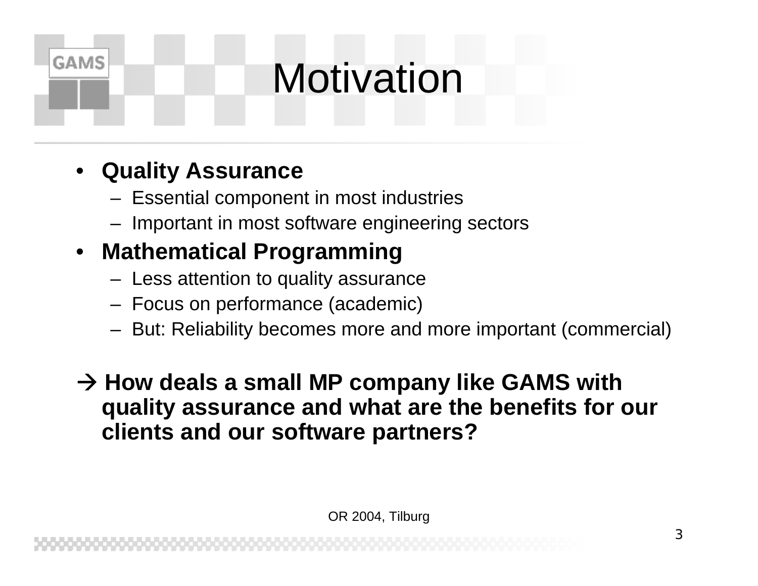# Motivation

- **Quality Assurance**
  - Essential component in most industries
  - Important in most software engineering sectors
- **Mathematical Programming**
  - Less attention to quality assurance
  - Focus on performance (academic)
  - But: Reliability becomes more and more important (commercial)

**→ How deals a small MP company like GAMS with quality assurance and what are the benefits for our clients and our software partners?**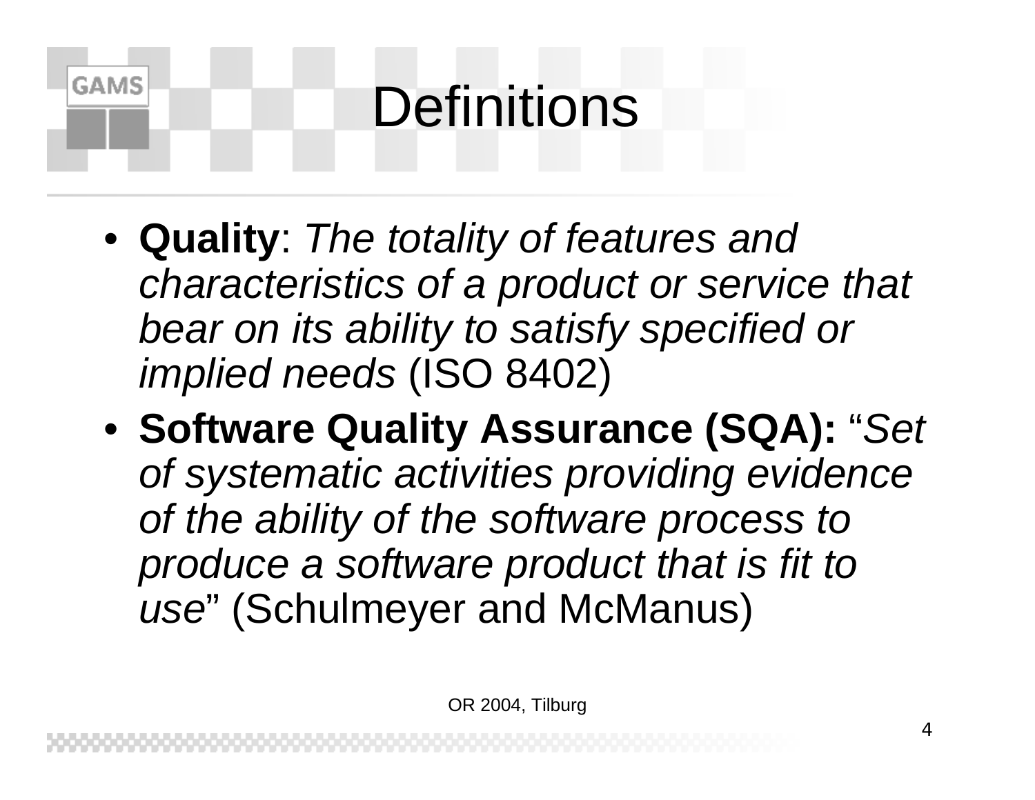# Definitions

- **Quality**: *The totality of features and characteristics of a product or service that bear on its ability to satisfy specified or implied needs* (ISO 8402)
- **Software Quality Assurance (SQA):** "*Set of systematic activities providing evidence of the ability of the software process to produce a software product that is fit to use*" (Schulmeyer and McManus)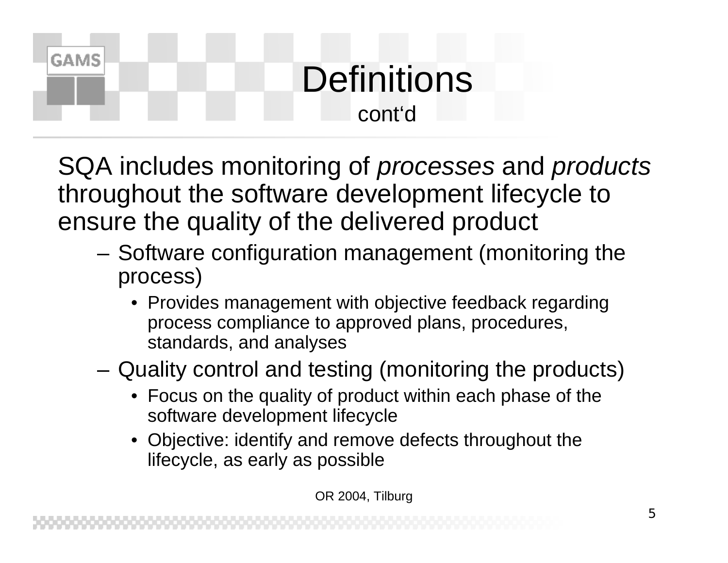# Definitions

cont'd

SQA includes monitoring of *processes* and *products* throughout the software development lifecycle to ensure the quality of the delivered product

- Software configuration management (monitoring the process)
  - Provides management with objective feedback regarding process compliance to approved plans, procedures, standards, and analyses
- Quality control and testing (monitoring the products)
  - Focus on the quality of product within each phase of the software development lifecycle
  - Objective: identify and remove defects throughout the lifecycle, as early as possible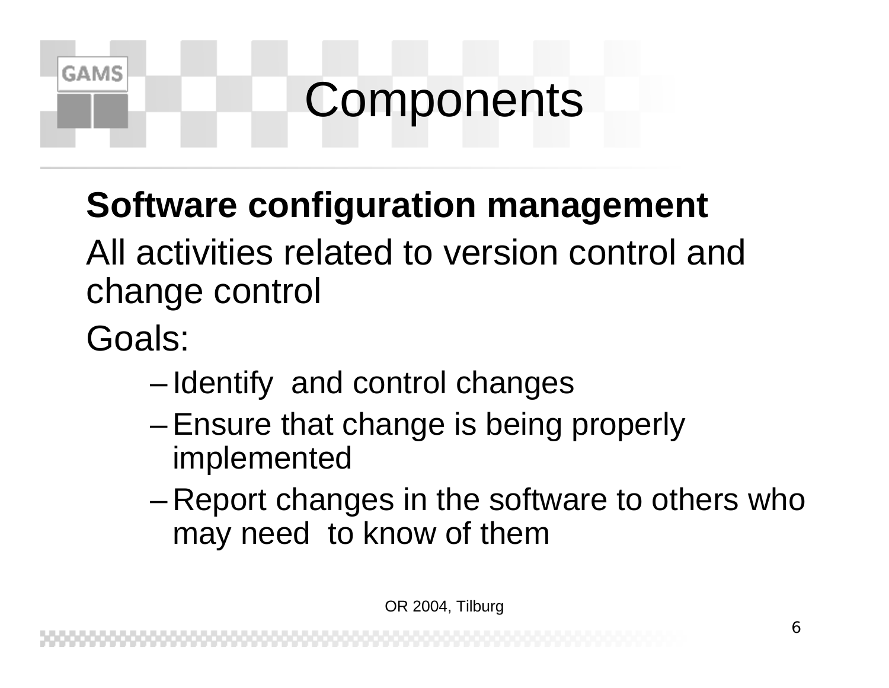# Components

**Software configuration management**

All activities related to version control and change control

Goals:

- Identify and control changes
- Ensure that change is being properly implemented
- Report changes in the software to others who may need to know of them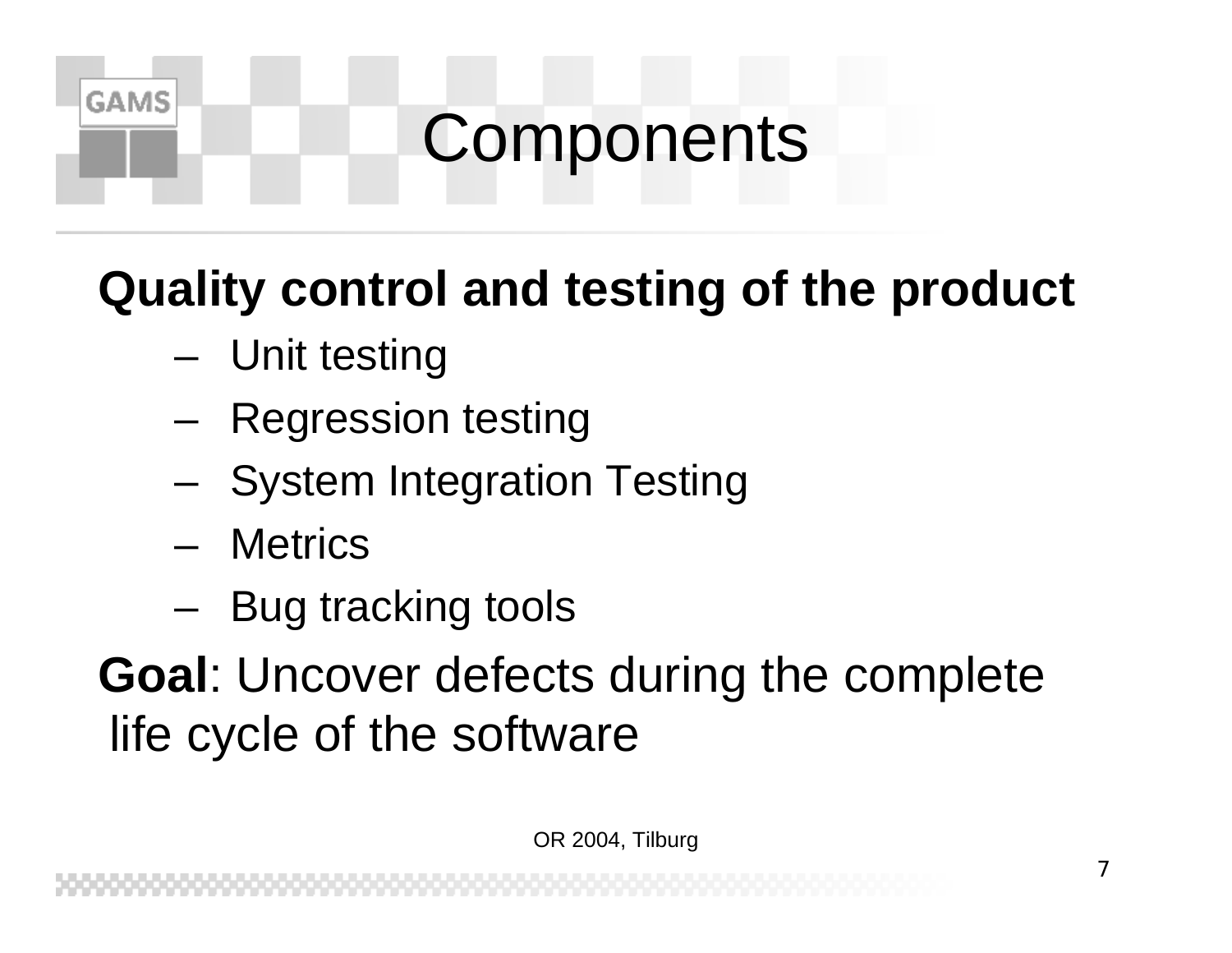# Components

**Quality control and testing of the product**

- Unit testing
- Regression testing
- System Integration Testing
- Metrics
- Bug tracking tools

**Goal**: Uncover defects during the complete life cycle of the software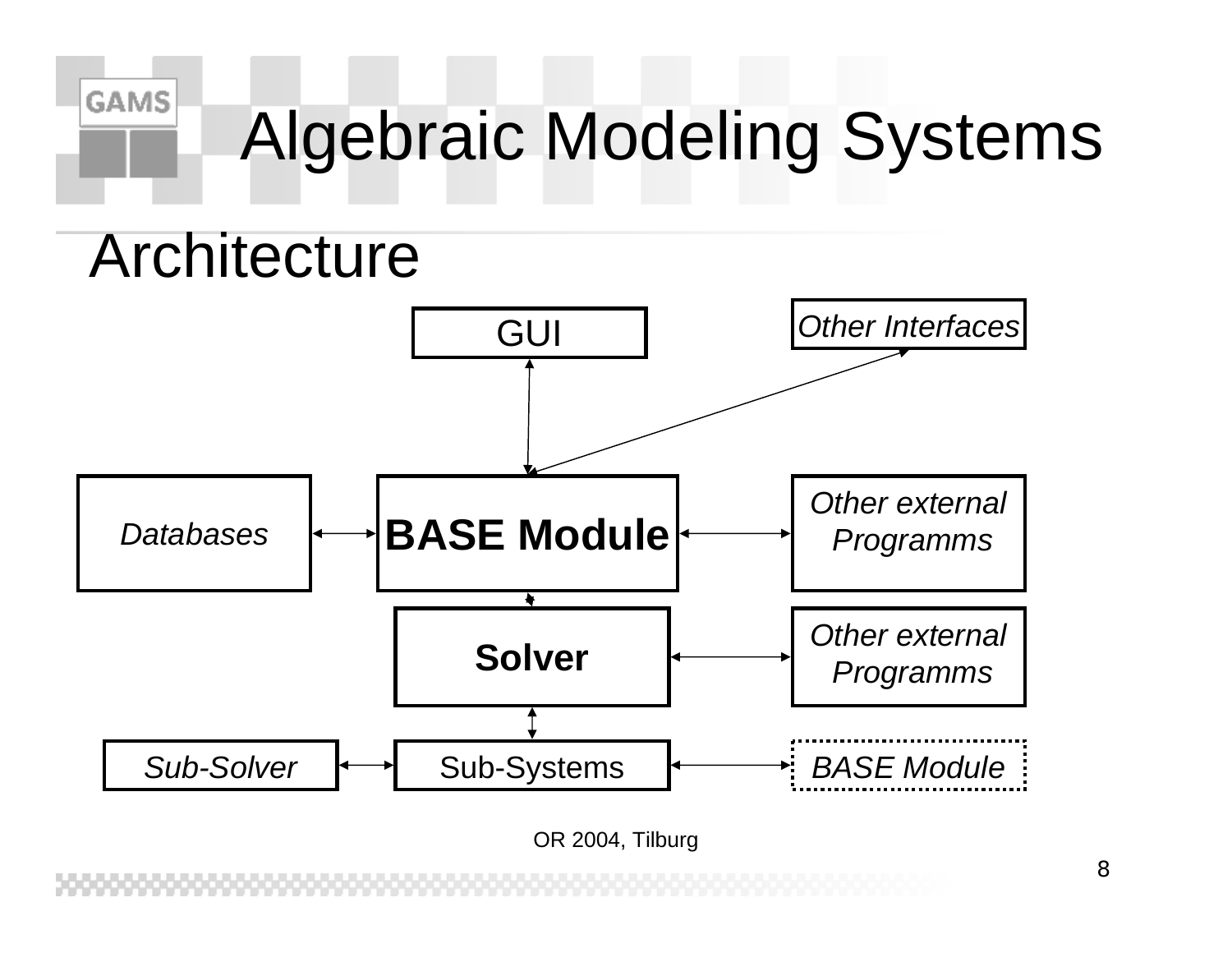# Algebraic Modeling Systems

## Architecture

GUI

*Other Interfaces*

*Databases*

**BASE Module**

*Other external Programms*

**Solver**

*Other external Programms*

*Sub-Solver*

Sub-Systems

*BASE Module*

OR 2004, Tilburg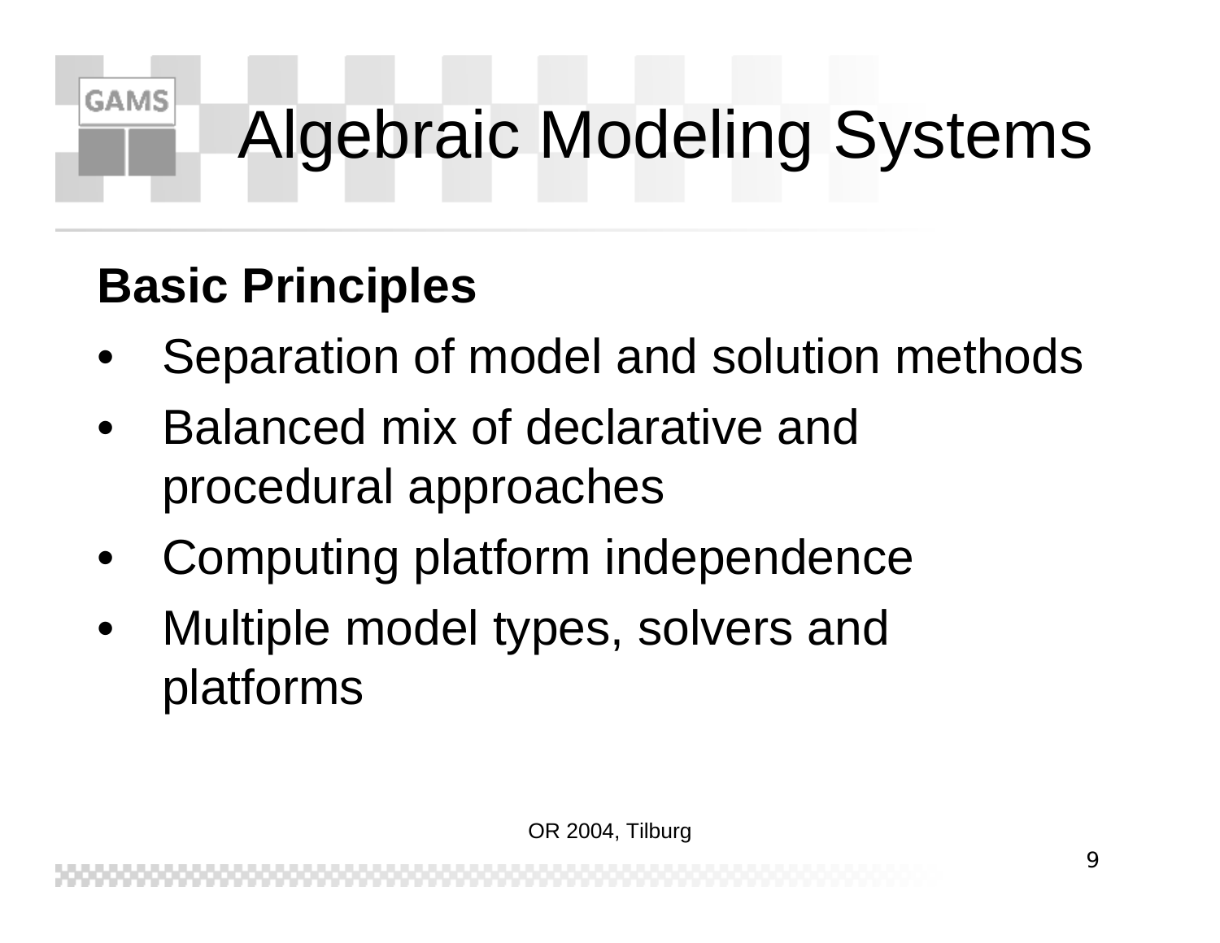# Algebraic Modeling Systems

**Basic Principles**

- Separation of model and solution methods
- Balanced mix of declarative and procedural approaches
- Computing platform independence
- Multiple model types, solvers and platforms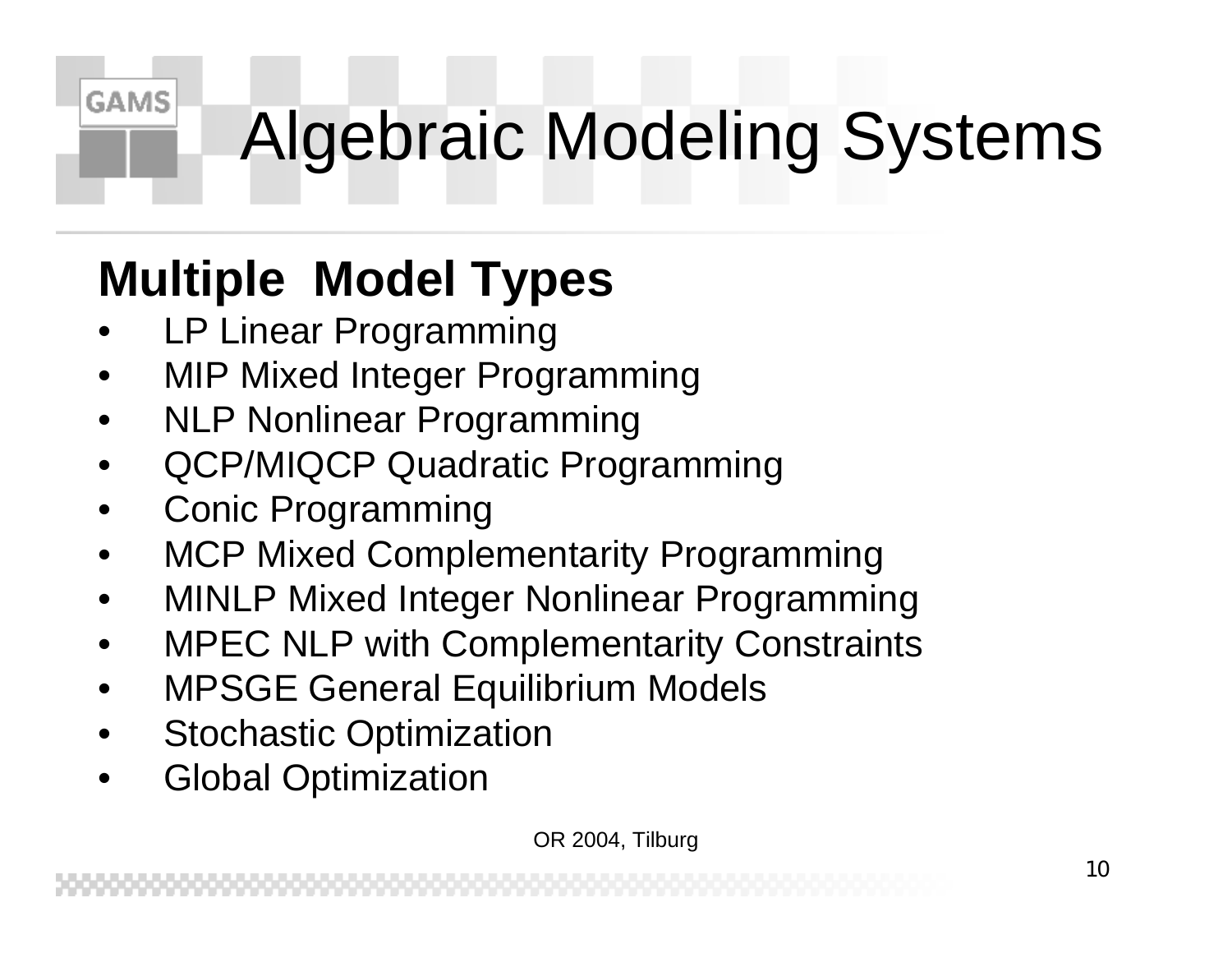# Algebraic Modeling Systems

## Multiple Model Types

- LP Linear Programming
- MIP Mixed Integer Programming
- NLP Nonlinear Programming
- QCP/MIQCP Quadratic Programming
- Conic Programming
- MCP Mixed Complementarity Programming
- MINLP Mixed Integer Nonlinear Programming
- MPEC NLP with Complementarity Constraints
- MPSGE General Equilibrium Models
- Stochastic Optimization
- Global Optimization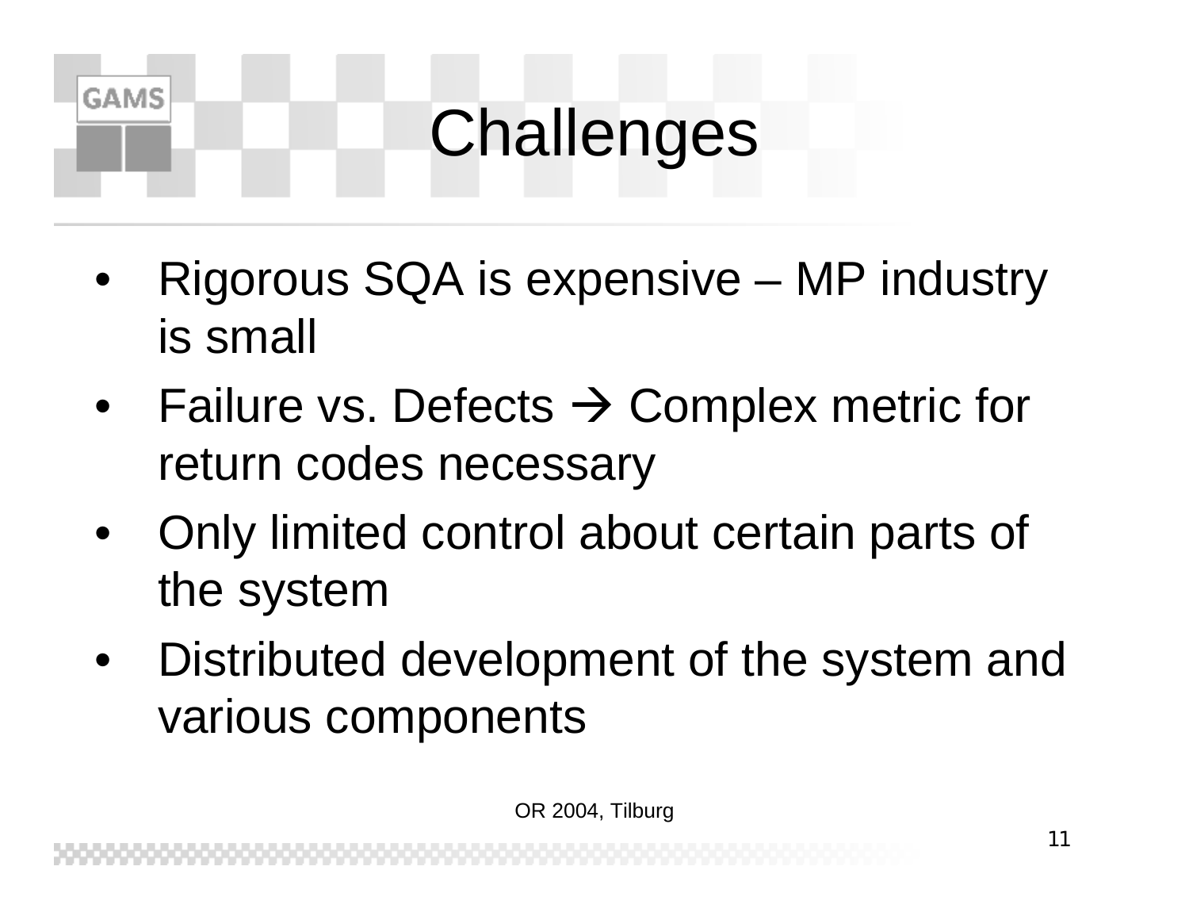# Challenges

- Rigorous SQA is expensive – MP industry is small
- Failure vs. Defects → Complex metric for return codes necessary
- Only limited control about certain parts of the system
- Distributed development of the system and various components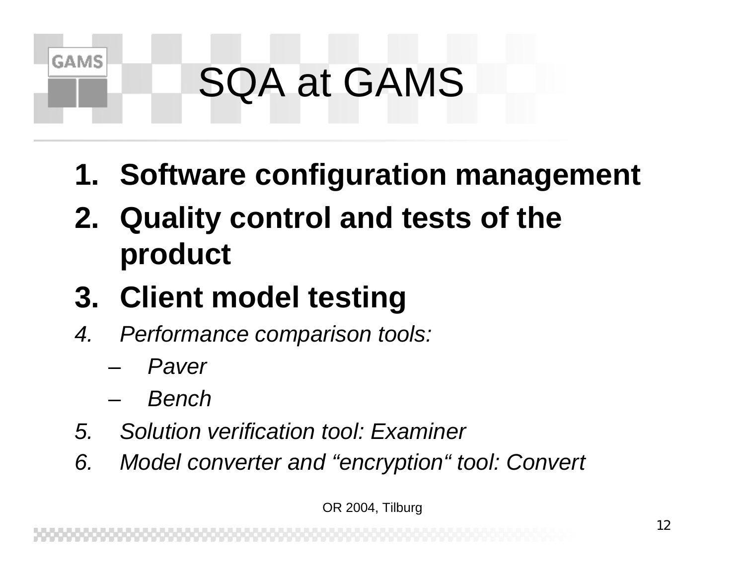# SQA at GAMS

1. **Software configuration management**
2. **Quality control and tests of the product**
3. **Client model testing**
4. *Performance comparison tools:*
   - *Paver*
   - *Bench*
5. *Solution verification tool: Examiner*
6. *Model converter and "encryption" tool: Convert*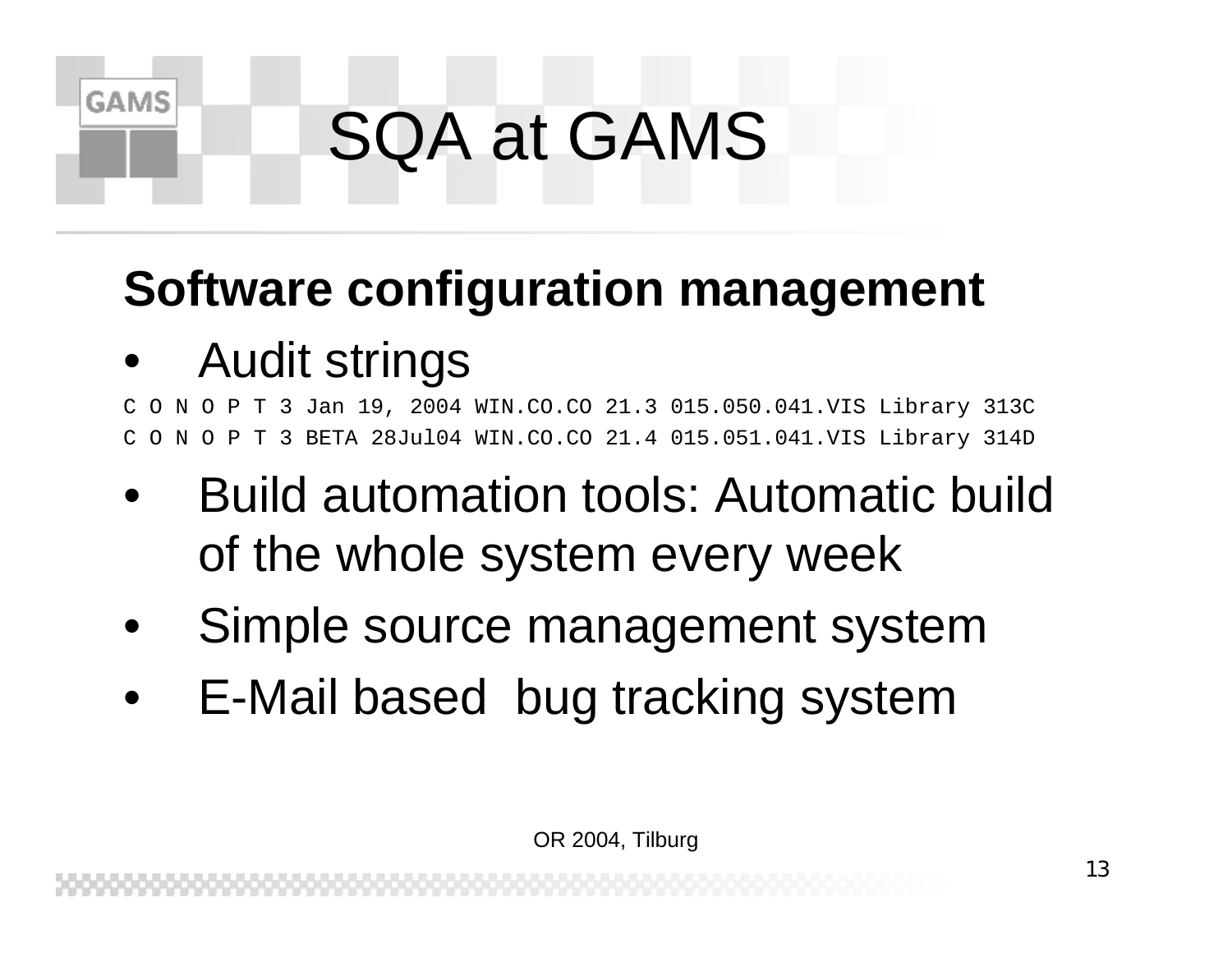# SQA at GAMS

**Software configuration management**

- Audit strings

```
C O N O P T 3 Jan 19, 2004 WIN.CO.CO 21.3 015.050.041.VIS Library 313C
C O N O P T 3 BETA 28Jul04 WIN.CO.CO 21.4 015.051.041.VIS Library 314D
```

- Build automation tools: Automatic build of the whole system every week
- Simple source management system
- E-Mail based bug tracking system

OR 2004, Tilburg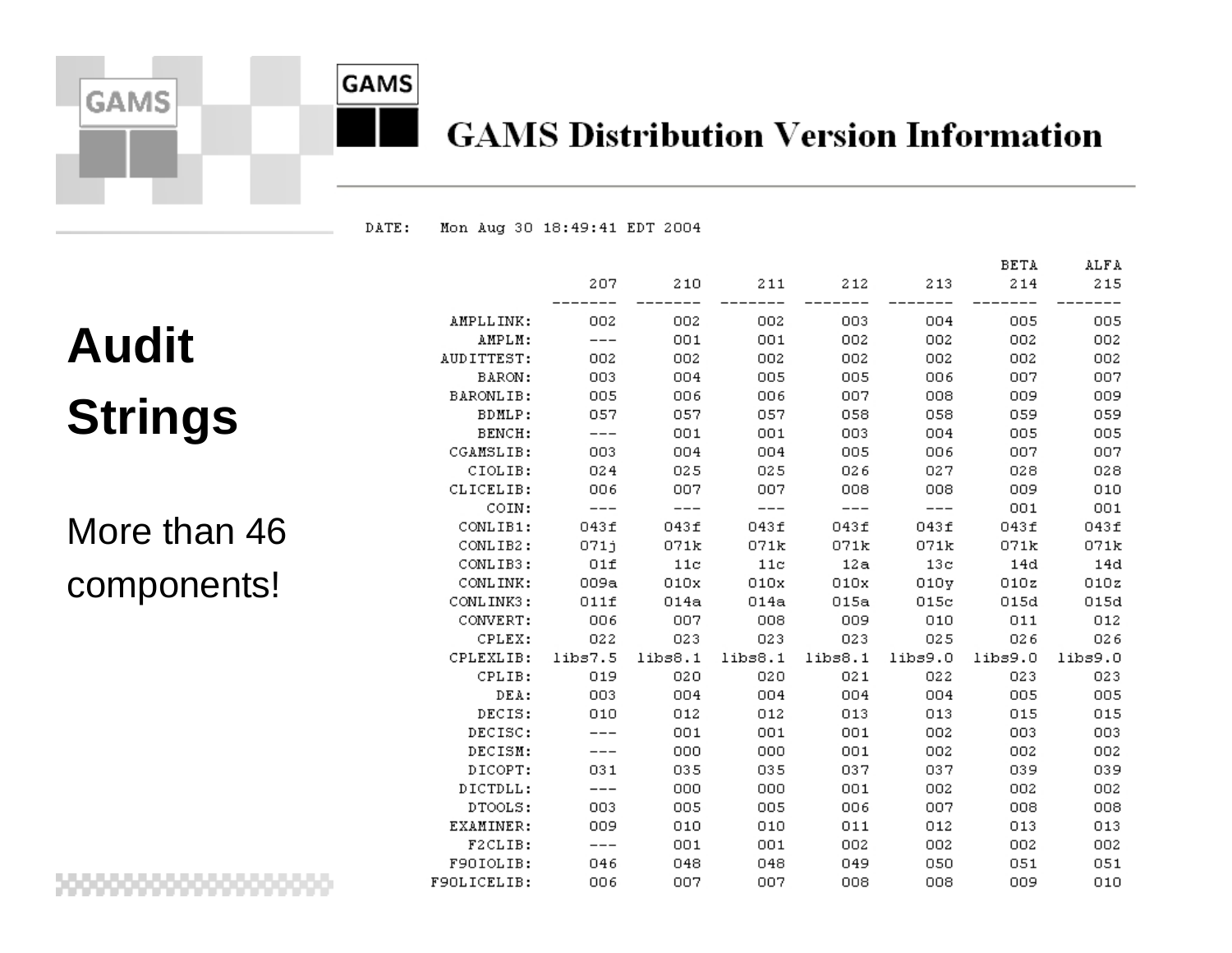# GAMS Distribution Version Information

## Audit Strings

More than 46 components!

DATE: Mon Aug 30 18:49:41 EDT 2004

| | 207 | 210 | 211 | 212 | 213 | BETA 214 | ALFA 215 |
|---|---|---|---|---|---|---|---|
| AMPLLINK: | 002 | 002 | 002 | 003 | 004 | 005 | 005 |
| AMPLM: | --- | 001 | 001 | 002 | 002 | 002 | 002 |
| AUDITTEST: | 002 | 002 | 002 | 002 | 002 | 002 | 002 |
| BARON: | 003 | 004 | 005 | 005 | 006 | 007 | 007 |
| BARONLIB: | 005 | 006 | 006 | 007 | 008 | 009 | 009 |
| BDMLP: | 057 | 057 | 057 | 058 | 058 | 059 | 059 |
| BENCH: | --- | 001 | 001 | 003 | 004 | 005 | 005 |
| CGAMSLIB: | 003 | 004 | 004 | 005 | 006 | 007 | 007 |
| CIOLIB: | 024 | 025 | 025 | 026 | 027 | 028 | 028 |
| CLICELIB: | 006 | 007 | 007 | 008 | 008 | 009 | 010 |
| COIN: | --- | --- | --- | --- | --- | 001 | 001 |
| CONLIB1: | 043f | 043f | 043f | 043f | 043f | 043f | 043f |
| CONLIB2: | 071j | 071k | 071k | 071k | 071k | 071k | 071k |
| CONLIB3: | 01f | 11c | 11c | 12a | 13c | 14d | 14d |
| CONLINK: | 009a | 010x | 010x | 010x | 010y | 010z | 010z |
| CONLINK3: | 011f | 014a | 014a | 015a | 015c | 015d | 015d |
| CONVERT: | 006 | 007 | 008 | 009 | 010 | 011 | 012 |
| CPLEX: | 022 | 023 | 023 | 023 | 025 | 026 | 026 |
| CPLEXLIB: | libs7.5 | libs8.1 | libs8.1 | libs8.1 | libs9.0 | libs9.0 | libs9.0 |
| CPLIB: | 019 | 020 | 020 | 021 | 022 | 023 | 023 |
| DEA: | 003 | 004 | 004 | 004 | 004 | 005 | 005 |
| DECIS: | 010 | 012 | 012 | 013 | 013 | 015 | 015 |
| DECISC: | --- | 001 | 001 | 001 | 002 | 003 | 003 |
| DECISM: | --- | 000 | 000 | 001 | 002 | 002 | 002 |
| DICOPT: | 031 | 035 | 035 | 037 | 037 | 039 | 039 |
| DICTDLL: | --- | 000 | 000 | 001 | 002 | 002 | 002 |
| DTOOLS: | 003 | 005 | 005 | 006 | 007 | 008 | 008 |
| EXAMINER: | 009 | 010 | 010 | 011 | 012 | 013 | 013 |
| F2CLIB: | --- | 001 | 001 | 002 | 002 | 002 | 002 |
| F90IOLIB: | 046 | 048 | 048 | 049 | 050 | 051 | 051 |
| F90LICELIB: | 006 | 007 | 007 | 008 | 008 | 009 | 010 |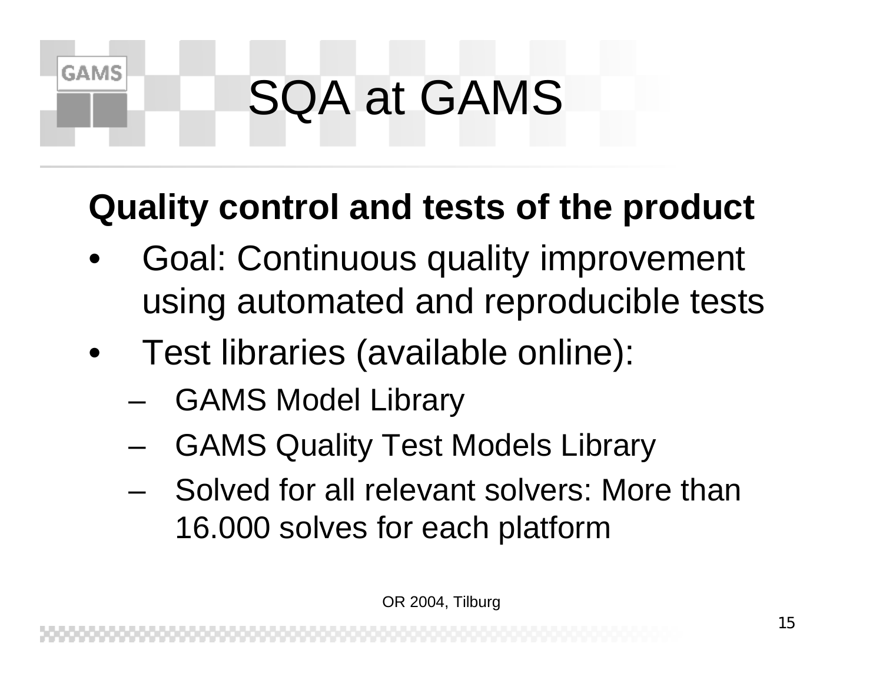# SQA at GAMS

**Quality control and tests of the product**

- Goal: Continuous quality improvement using automated and reproducible tests
- Test libraries (available online):
  - GAMS Model Library
  - GAMS Quality Test Models Library
  - Solved for all relevant solvers: More than 16.000 solves for each platform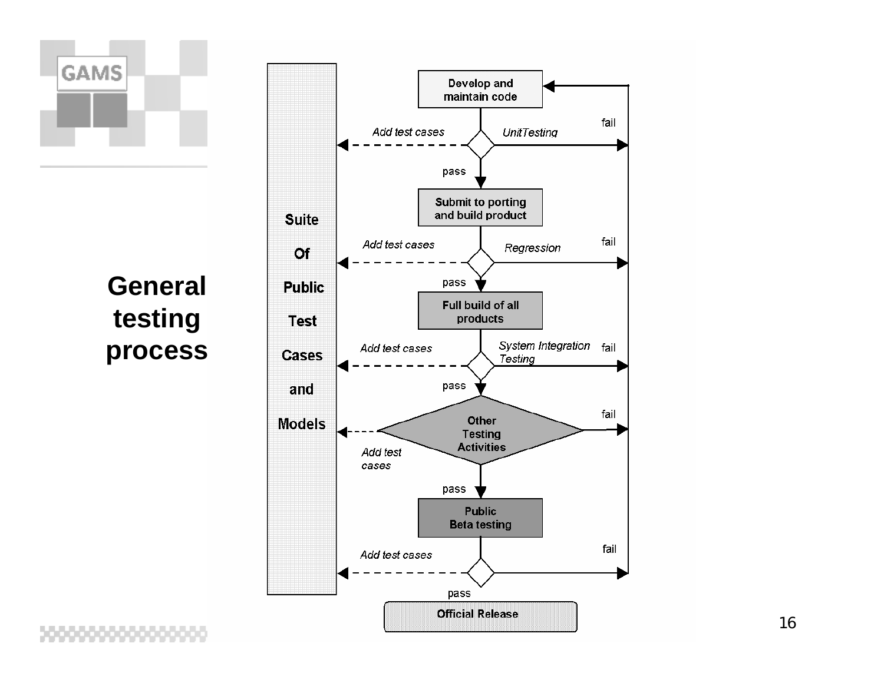# General testing process

Suite Of Public Test Cases and Models

Develop and maintain code

UnitTesting — pass / fail — Add test cases

Submit to porting and build product

Regression — pass / fail — Add test cases

Full build of all products

System Integration Testing — pass / fail — Add test cases

Other Testing Activities — pass / fail — Add test cases

Public Beta testing

pass / fail — Add test cases

Official Release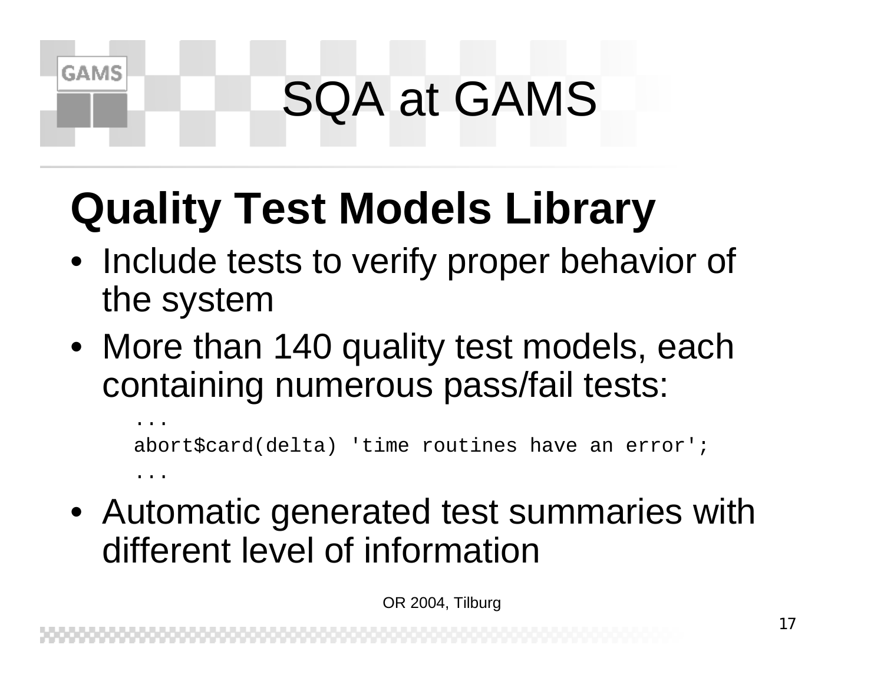# SQA at GAMS

## Quality Test Models Library

- Include tests to verify proper behavior of the system
- More than 140 quality test models, each containing numerous pass/fail tests:

```
...
abort$card(delta) 'time routines have an error';
...
```

- Automatic generated test summaries with different level of information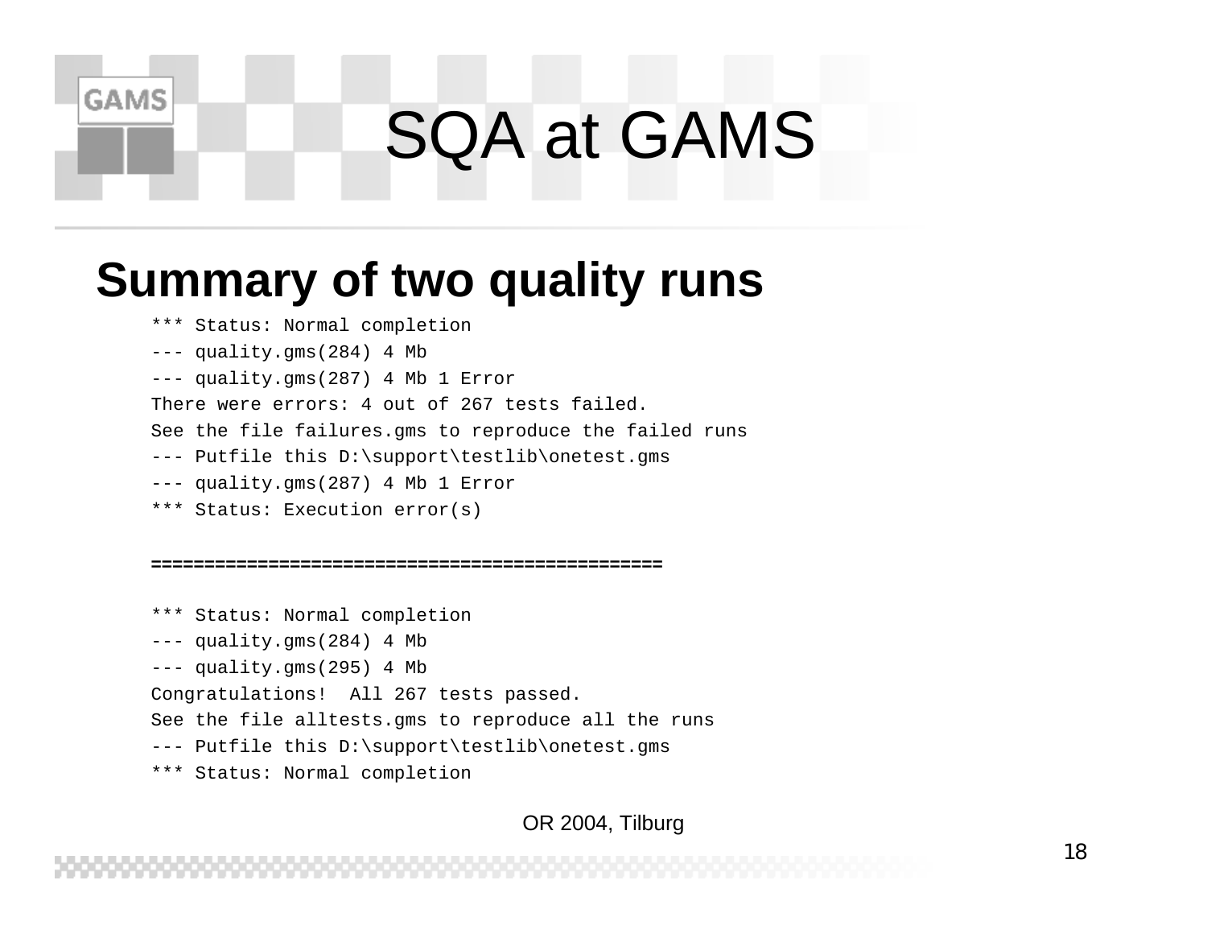# SQA at GAMS

## Summary of two quality runs

```
*** Status: Normal completion
--- quality.gms(284) 4 Mb
--- quality.gms(287) 4 Mb 1 Error
There were errors: 4 out of 267 tests failed.
See the file failures.gms to reproduce the failed runs
--- Putfile this D:\support\testlib\onetest.gms
--- quality.gms(287) 4 Mb 1 Error
*** Status: Execution error(s)

==============================================

*** Status: Normal completion
--- quality.gms(284) 4 Mb
--- quality.gms(295) 4 Mb
Congratulations!  All 267 tests passed.
See the file alltests.gms to reproduce all the runs
--- Putfile this D:\support\testlib\onetest.gms
*** Status: Normal completion
```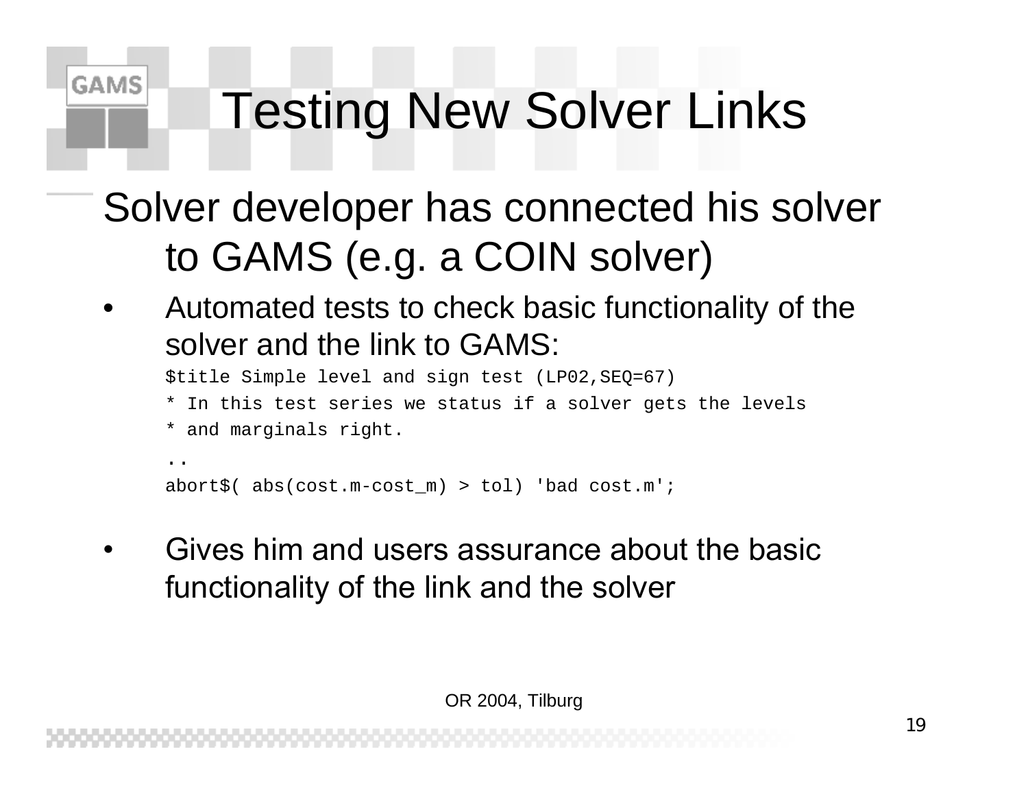# Testing New Solver Links

Solver developer has connected his solver to GAMS (e.g. a COIN solver)

- Automated tests to check basic functionality of the solver and the link to GAMS:

```
$title Simple level and sign test (LP02,SEQ=67)
* In this test series we status if a solver gets the levels
* and marginals right.
..
abort$( abs(cost.m-cost_m) > tol) 'bad cost.m';
```

- Gives him and users assurance about the basic functionality of the link and the solver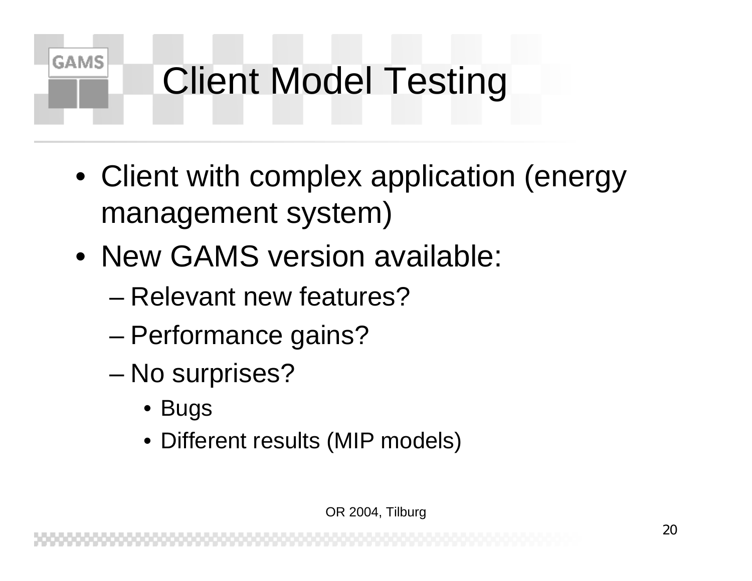# Client Model Testing

- Client with complex application (energy management system)
- New GAMS version available:
  - Relevant new features?
  - Performance gains?
  - No surprises?
    - Bugs
    - Different results (MIP models)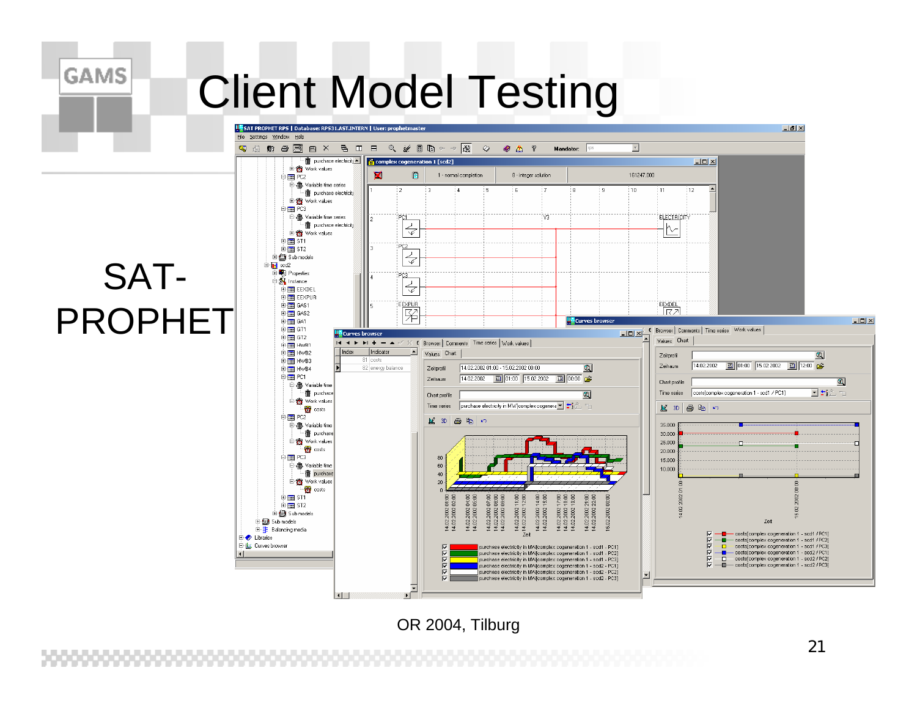# Client Model Testing

SAT-PROPHET

OR 2004, Tilburg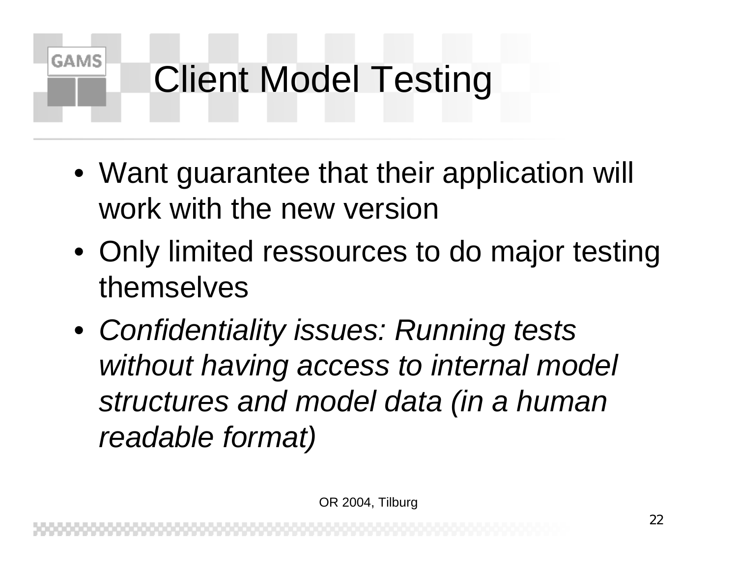# Client Model Testing

- Want guarantee that their application will work with the new version
- Only limited ressources to do major testing themselves
- *Confidentiality issues: Running tests without having access to internal model structures and model data (in a human readable format)*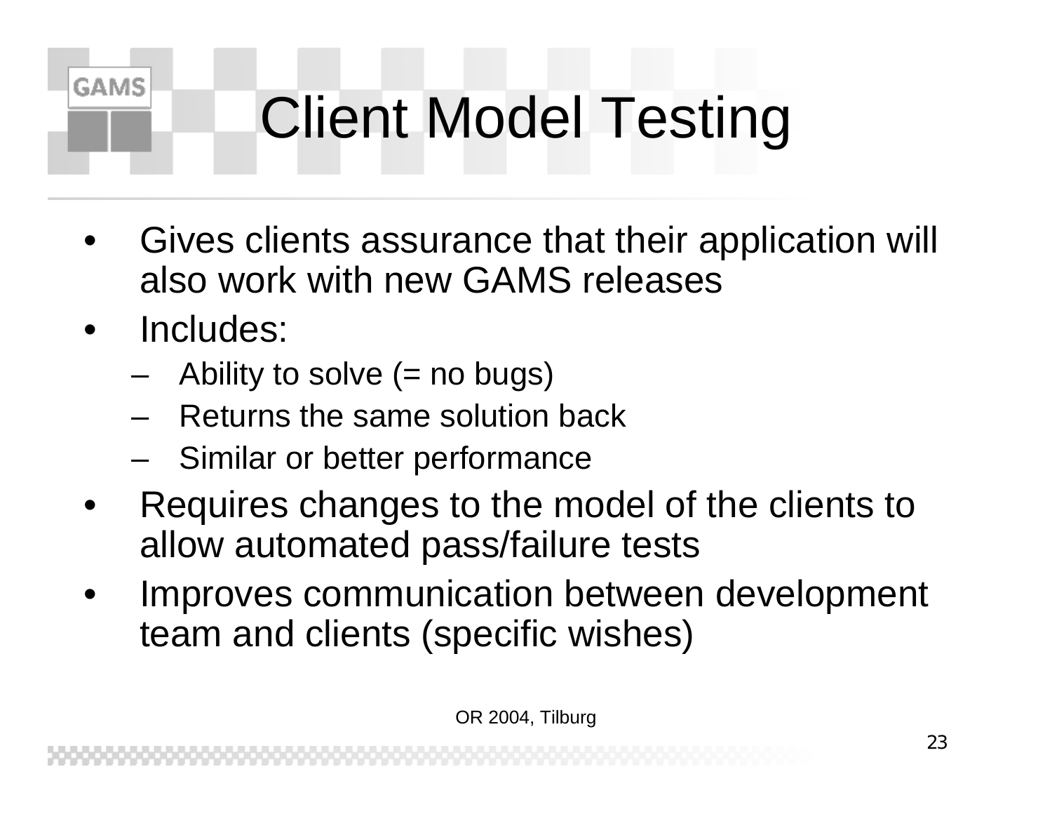# Client Model Testing

- Gives clients assurance that their application will also work with new GAMS releases
- Includes:
  - Ability to solve (= no bugs)
  - Returns the same solution back
  - Similar or better performance
- Requires changes to the model of the clients to allow automated pass/failure tests
- Improves communication between development team and clients (specific wishes)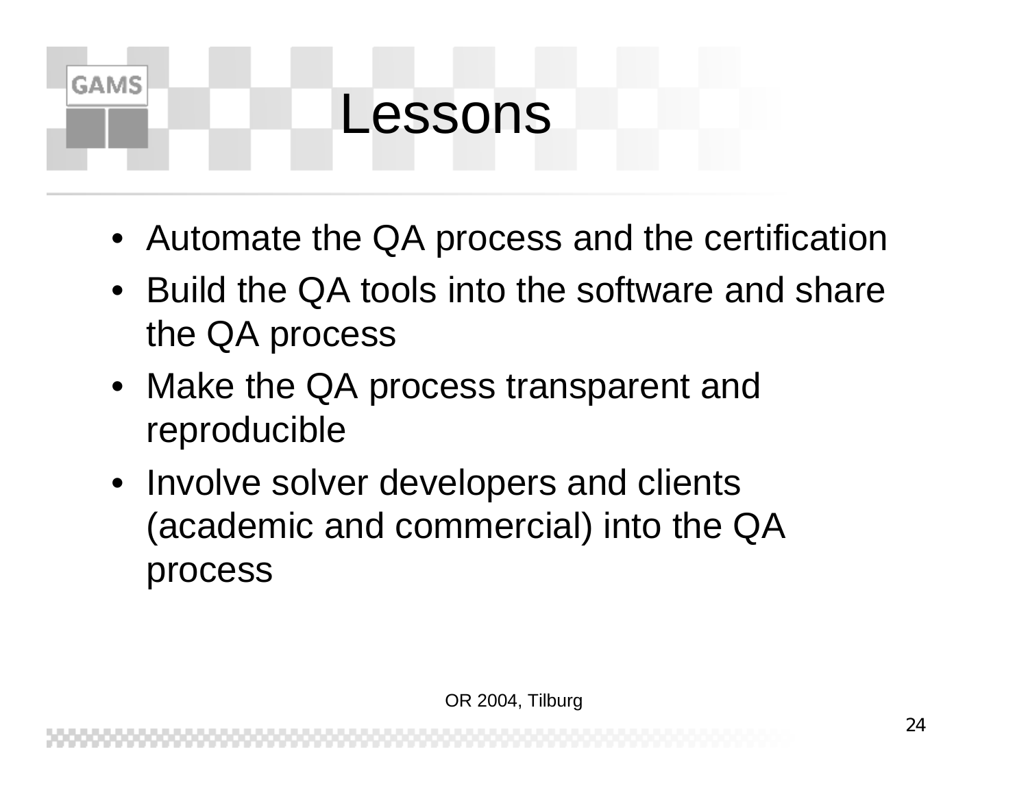# Lessons

- Automate the QA process and the certification
- Build the QA tools into the software and share the QA process
- Make the QA process transparent and reproducible
- Involve solver developers and clients (academic and commercial) into the QA process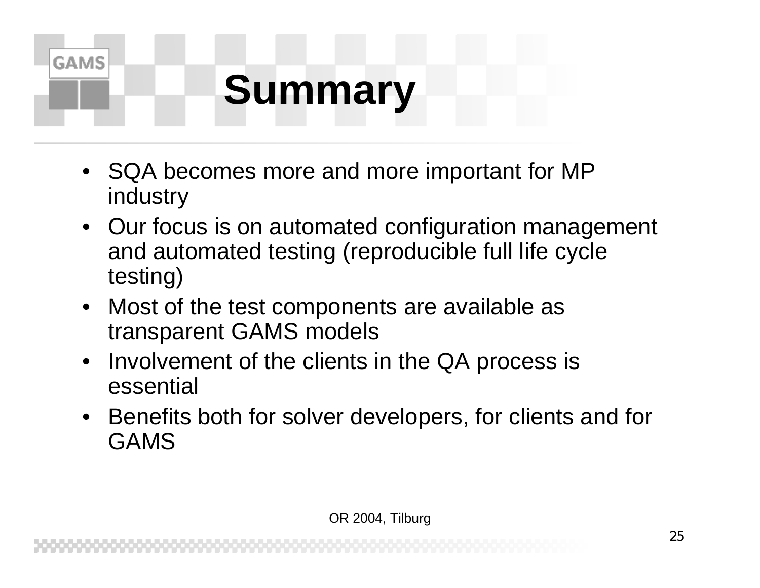# Summary

- SQA becomes more and more important for MP industry
- Our focus is on automated configuration management and automated testing (reproducible full life cycle testing)
- Most of the test components are available as transparent GAMS models
- Involvement of the clients in the QA process is essential
- Benefits both for solver developers, for clients and for GAMS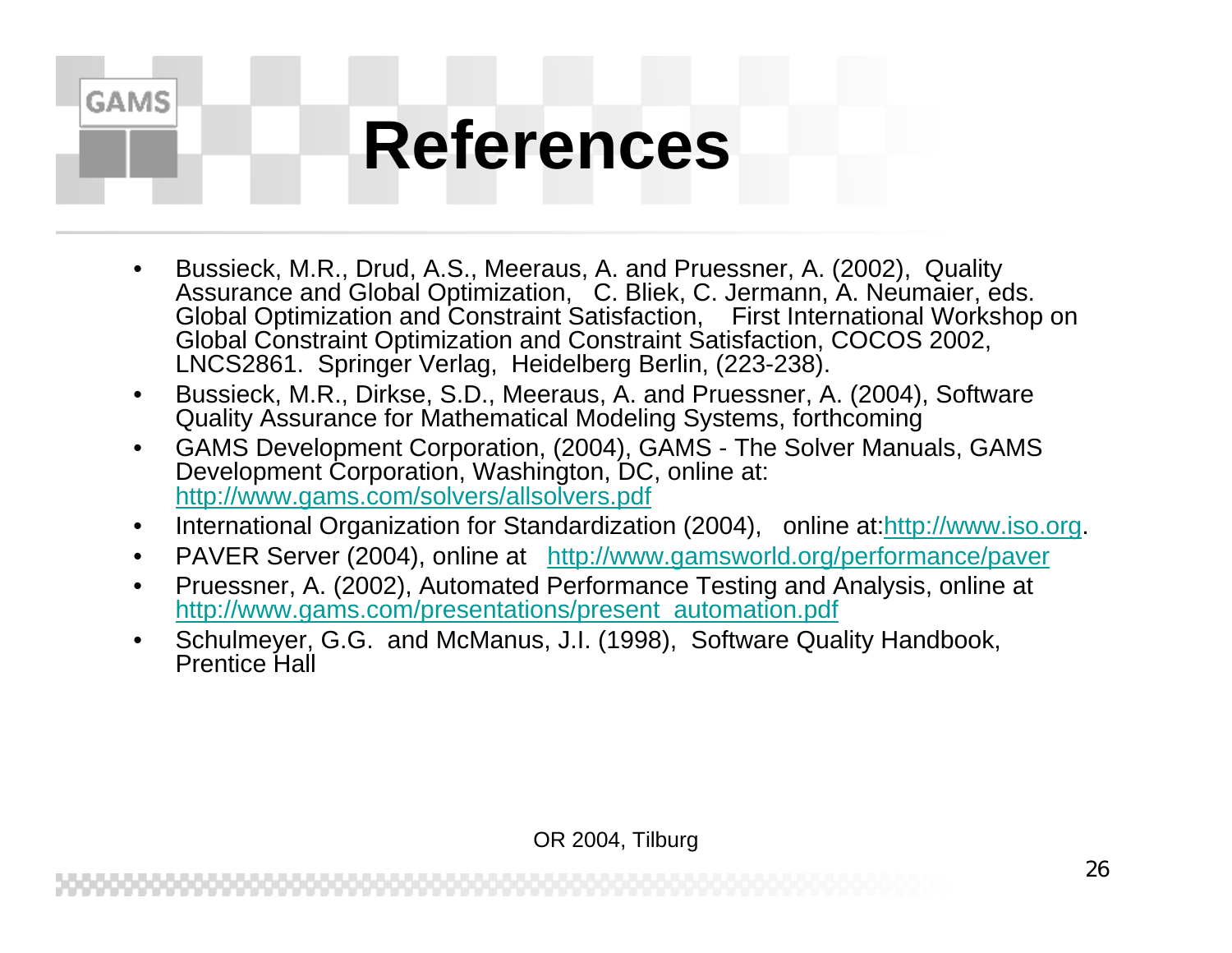# References

- Bussieck, M.R., Drud, A.S., Meeraus, A. and Pruessner, A. (2002), Quality Assurance and Global Optimization, C. Bliek, C. Jermann, A. Neumaier, eds. Global Optimization and Constraint Satisfaction, First International Workshop on Global Constraint Optimization and Constraint Satisfaction, COCOS 2002, LNCS2861. Springer Verlag, Heidelberg Berlin, (223-238).
- Bussieck, M.R., Dirkse, S.D., Meeraus, A. and Pruessner, A. (2004), Software Quality Assurance for Mathematical Modeling Systems, forthcoming
- GAMS Development Corporation, (2004), GAMS - The Solver Manuals, GAMS Development Corporation, Washington, DC, online at: http://www.gams.com/solvers/allsolvers.pdf
- International Organization for Standardization (2004), online at:http://www.iso.org.
- PAVER Server (2004), online at http://www.gamsworld.org/performance/paver
- Pruessner, A. (2002), Automated Performance Testing and Analysis, online at http://www.gams.com/presentations/present_automation.pdf
- Schulmeyer, G.G. and McManus, J.I. (1998), Software Quality Handbook, Prentice Hall